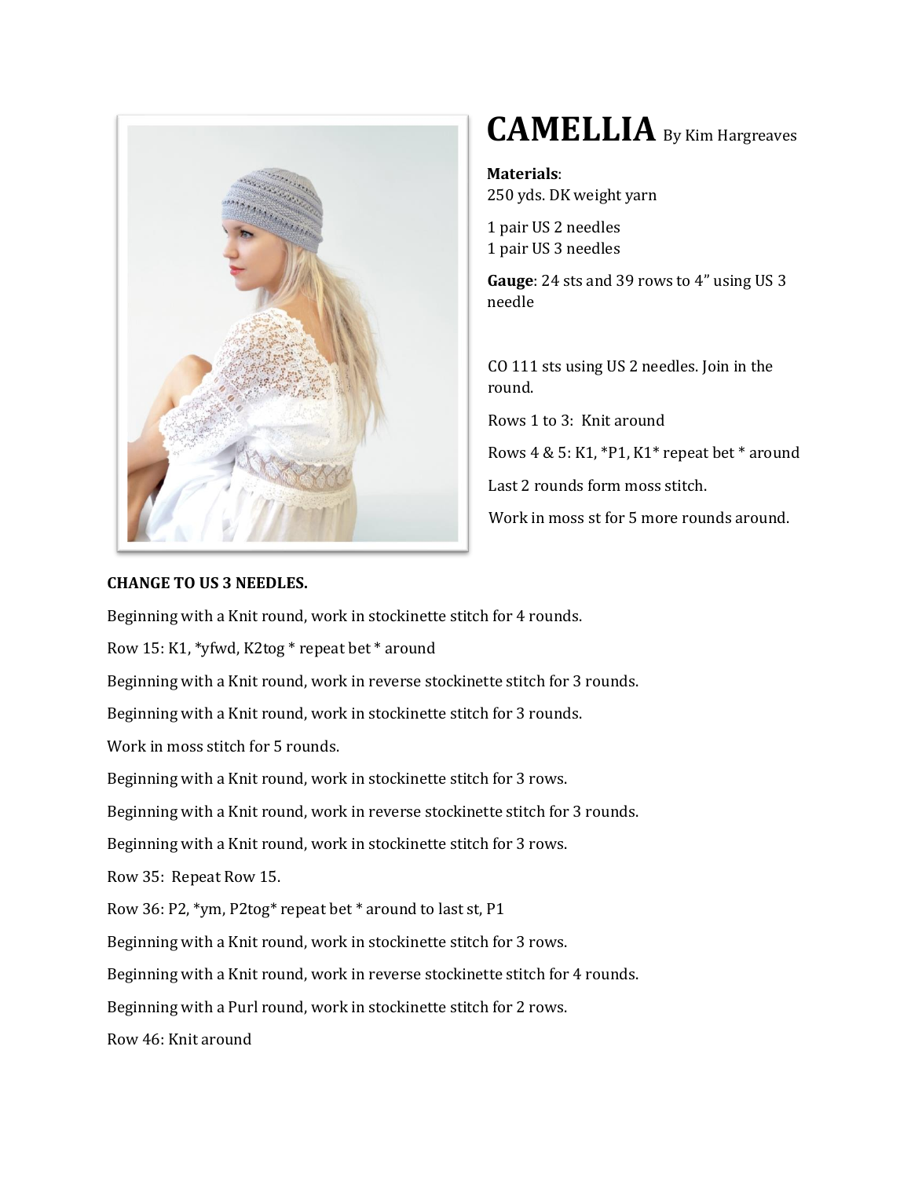# CAMELLIA By Kim Hargreaves

**Materials**:
250 yds. DK weight yarn

1 pair US 2 needles
1 pair US 3 needles

**Gauge**: 24 sts and 39 rows to 4" using US 3 needle

CO 111 sts using US 2 needles. Join in the round.

Rows 1 to 3: Knit around

Rows 4 & 5: K1, *P1, K1* repeat bet * around

Last 2 rounds form moss stitch.

Work in moss st for 5 more rounds around.

**CHANGE TO US 3 NEEDLES.**

Beginning with a Knit round, work in stockinette stitch for 4 rounds.

Row 15: K1, *yfwd, K2tog * repeat bet * around

Beginning with a Knit round, work in reverse stockinette stitch for 3 rounds.

Beginning with a Knit round, work in stockinette stitch for 3 rounds.

Work in moss stitch for 5 rounds.

Beginning with a Knit round, work in stockinette stitch for 3 rows.

Beginning with a Knit round, work in reverse stockinette stitch for 3 rounds.

Beginning with a Knit round, work in stockinette stitch for 3 rows.

Row 35: Repeat Row 15.

Row 36: P2, *ym, P2tog* repeat bet * around to last st, P1

Beginning with a Knit round, work in stockinette stitch for 3 rows.

Beginning with a Knit round, work in reverse stockinette stitch for 4 rounds.

Beginning with a Purl round, work in stockinette stitch for 2 rows.

Row 46: Knit around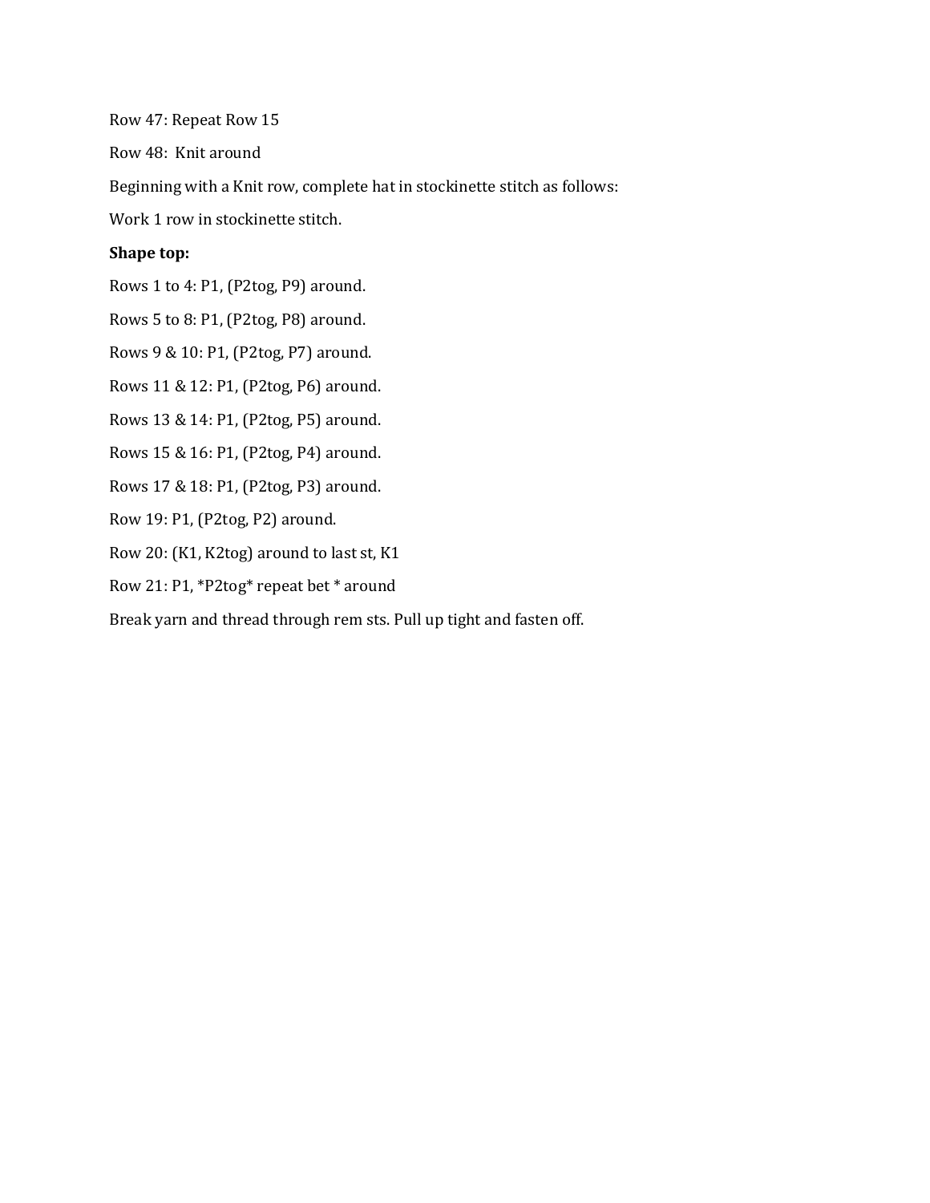Row 47: Repeat Row 15

Row 48: Knit around

Beginning with a Knit row, complete hat in stockinette stitch as follows:

Work 1 row in stockinette stitch.

**Shape top:**

Rows 1 to 4: P1, (P2tog, P9) around.

Rows 5 to 8: P1, (P2tog, P8) around.

Rows 9 & 10: P1, (P2tog, P7) around.

Rows 11 & 12: P1, (P2tog, P6) around.

Rows 13 & 14: P1, (P2tog, P5) around.

Rows 15 & 16: P1, (P2tog, P4) around.

Rows 17 & 18: P1, (P2tog, P3) around.

Row 19: P1, (P2tog, P2) around.

Row 20: (K1, K2tog) around to last st, K1

Row 21: P1, *P2tog* repeat bet * around

Break yarn and thread through rem sts. Pull up tight and fasten off.